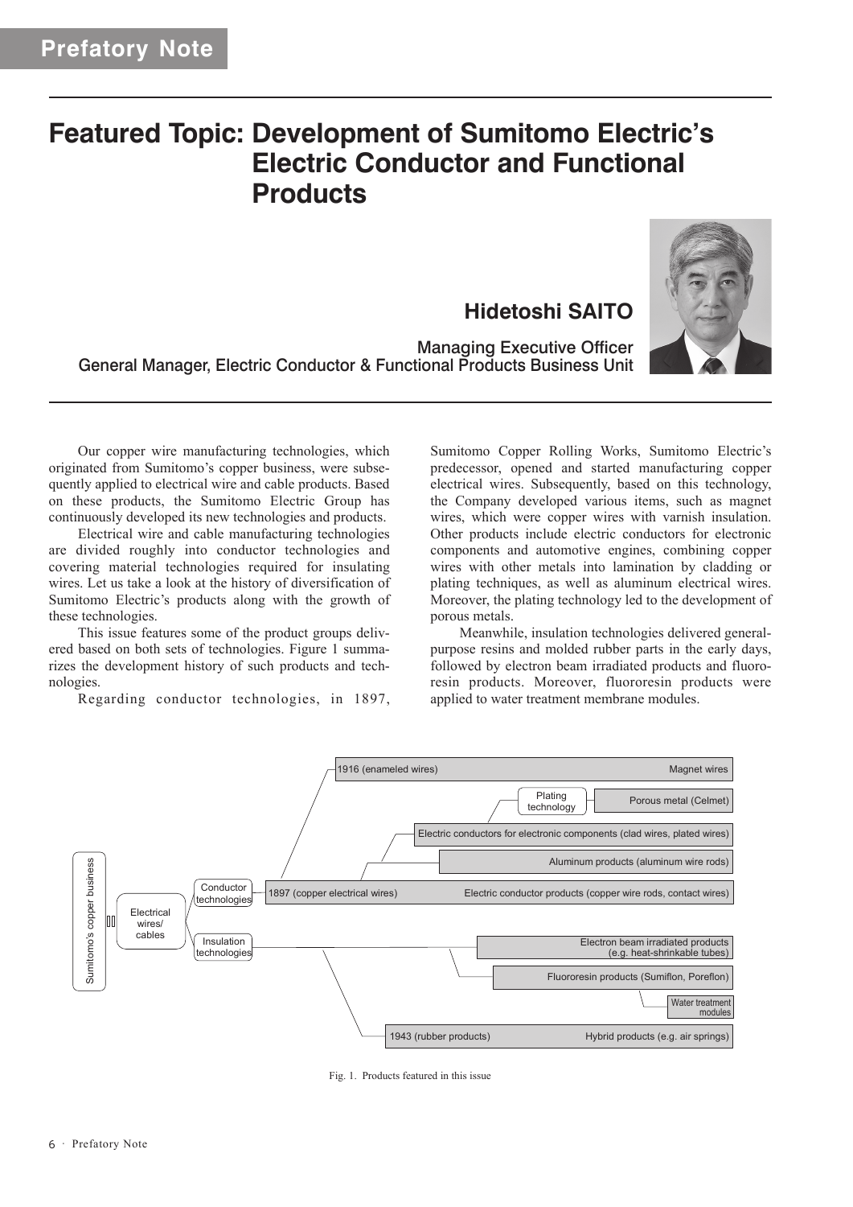Prefatory Note

# Featured Topic: Development of Sumitomo Electric's Electric Conductor and Functional Products

**Hidetoshi SAITO**

Managing Executive Officer
General Manager, Electric Conductor & Functional Products Business Unit

Our copper wire manufacturing technologies, which originated from Sumitomo's copper business, were subsequently applied to electrical wire and cable products. Based on these products, the Sumitomo Electric Group has continuously developed its new technologies and products.

Electrical wire and cable manufacturing technologies are divided roughly into conductor technologies and covering material technologies required for insulating wires. Let us take a look at the history of diversification of Sumitomo Electric's products along with the growth of these technologies.

This issue features some of the product groups delivered based on both sets of technologies. Figure 1 summarizes the development history of such products and technologies.

Regarding conductor technologies, in 1897, Sumitomo Copper Rolling Works, Sumitomo Electric's predecessor, opened and started manufacturing copper electrical wires. Subsequently, based on this technology, the Company developed various items, such as magnet wires, which were copper wires with varnish insulation. Other products include electric conductors for electronic components and automotive engines, combining copper wires with other metals into lamination by cladding or plating techniques, as well as aluminum electrical wires. Moreover, the plating technology led to the development of porous metals.

Meanwhile, insulation technologies delivered general-purpose resins and molded rubber parts in the early days, followed by electron beam irradiated products and fluororesin products. Moreover, fluororesin products were applied to water treatment membrane modules.

Sumitomo's copper business → Electrical wires/cables

- Conductor technologies
  - 1897 (copper electrical wires) — Electric conductor products (copper wire rods, contact wires)
    - 1916 (enameled wires) — Magnet wires
    - Plating technology — Porous metal (Celmet)
    - Electric conductors for electronic components (clad wires, plated wires)
    - Aluminum products (aluminum wire rods)
- Insulation technologies
  - Electron beam irradiated products (e.g. heat-shrinkable tubes)
  - Fluororesin products (Sumiflon, Poreflon)
    - Water treatment modules
  - 1943 (rubber products) — Hybrid products (e.g. air springs)

Fig. 1. Products featured in this issue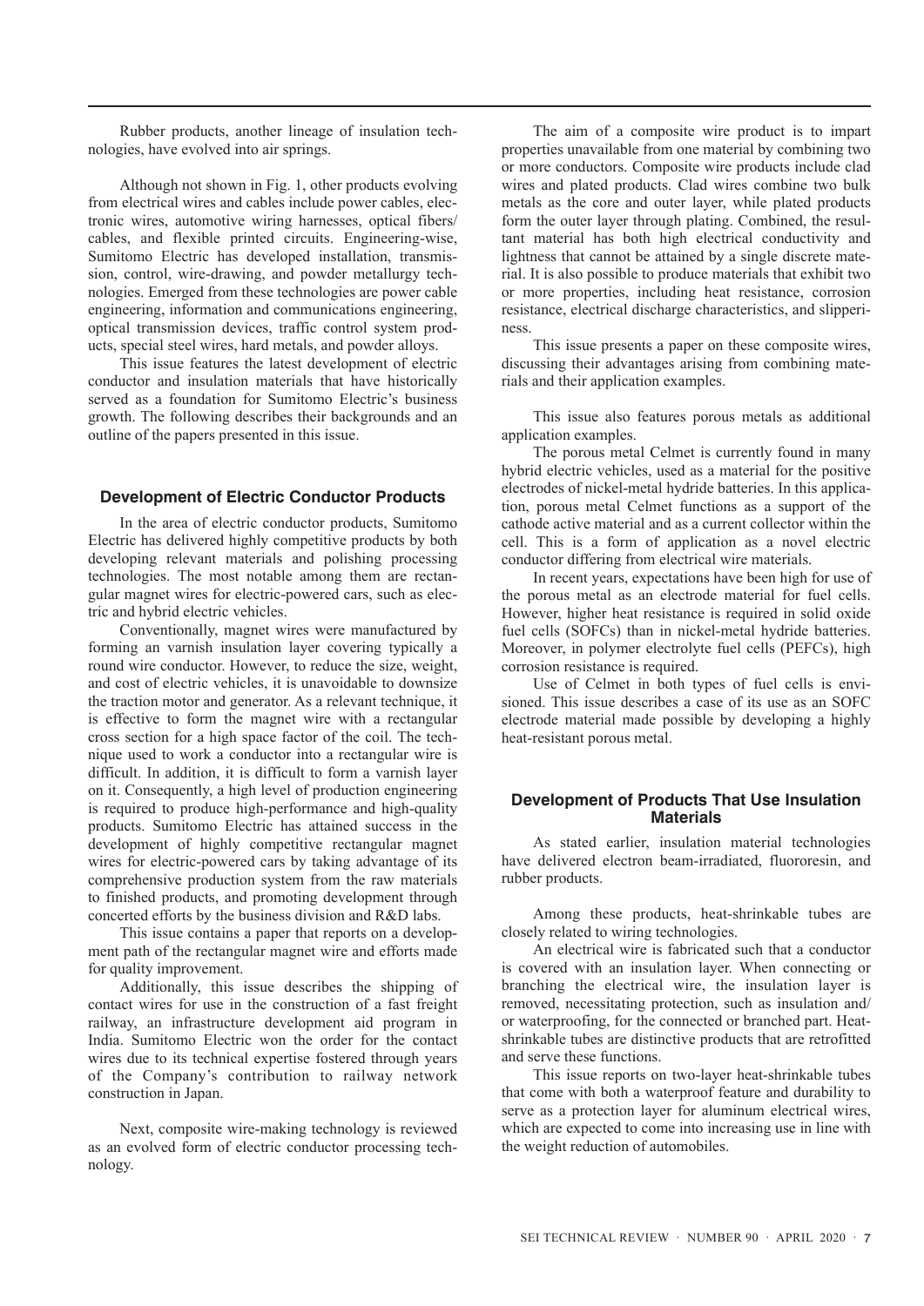Rubber products, another lineage of insulation technologies, have evolved into air springs.

Although not shown in Fig. 1, other products evolving from electrical wires and cables include power cables, electronic wires, automotive wiring harnesses, optical fibers/ cables, and flexible printed circuits. Engineering-wise, Sumitomo Electric has developed installation, transmission, control, wire-drawing, and powder metallurgy technologies. Emerged from these technologies are power cable engineering, information and communications engineering, optical transmission devices, traffic control system products, special steel wires, hard metals, and powder alloys.

This issue features the latest development of electric conductor and insulation materials that have historically served as a foundation for Sumitomo Electric's business growth. The following describes their backgrounds and an outline of the papers presented in this issue.

## Development of Electric Conductor Products

In the area of electric conductor products, Sumitomo Electric has delivered highly competitive products by both developing relevant materials and polishing processing technologies. The most notable among them are rectangular magnet wires for electric-powered cars, such as electric and hybrid electric vehicles.

Conventionally, magnet wires were manufactured by forming an varnish insulation layer covering typically a round wire conductor. However, to reduce the size, weight, and cost of electric vehicles, it is unavoidable to downsize the traction motor and generator. As a relevant technique, it is effective to form the magnet wire with a rectangular cross section for a high space factor of the coil. The technique used to work a conductor into a rectangular wire is difficult. In addition, it is difficult to form a varnish layer on it. Consequently, a high level of production engineering is required to produce high-performance and high-quality products. Sumitomo Electric has attained success in the development of highly competitive rectangular magnet wires for electric-powered cars by taking advantage of its comprehensive production system from the raw materials to finished products, and promoting development through concerted efforts by the business division and R&D labs.

This issue contains a paper that reports on a development path of the rectangular magnet wire and efforts made for quality improvement.

Additionally, this issue describes the shipping of contact wires for use in the construction of a fast freight railway, an infrastructure development aid program in India. Sumitomo Electric won the order for the contact wires due to its technical expertise fostered through years of the Company's contribution to railway network construction in Japan.

Next, composite wire-making technology is reviewed as an evolved form of electric conductor processing technology.

The aim of a composite wire product is to impart properties unavailable from one material by combining two or more conductors. Composite wire products include clad wires and plated products. Clad wires combine two bulk metals as the core and outer layer, while plated products form the outer layer through plating. Combined, the resultant material has both high electrical conductivity and lightness that cannot be attained by a single discrete material. It is also possible to produce materials that exhibit two or more properties, including heat resistance, corrosion resistance, electrical discharge characteristics, and slipperiness.

This issue presents a paper on these composite wires, discussing their advantages arising from combining materials and their application examples.

This issue also features porous metals as additional application examples.

The porous metal Celmet is currently found in many hybrid electric vehicles, used as a material for the positive electrodes of nickel-metal hydride batteries. In this application, porous metal Celmet functions as a support of the cathode active material and as a current collector within the cell. This is a form of application as a novel electric conductor differing from electrical wire materials.

In recent years, expectations have been high for use of the porous metal as an electrode material for fuel cells. However, higher heat resistance is required in solid oxide fuel cells (SOFCs) than in nickel-metal hydride batteries. Moreover, in polymer electrolyte fuel cells (PEFCs), high corrosion resistance is required.

Use of Celmet in both types of fuel cells is envisioned. This issue describes a case of its use as an SOFC electrode material made possible by developing a highly heat-resistant porous metal.

## Development of Products That Use Insulation Materials

As stated earlier, insulation material technologies have delivered electron beam-irradiated, fluororesin, and rubber products.

Among these products, heat-shrinkable tubes are closely related to wiring technologies.

An electrical wire is fabricated such that a conductor is covered with an insulation layer. When connecting or branching the electrical wire, the insulation layer is removed, necessitating protection, such as insulation and/ or waterproofing, for the connected or branched part. Heat-shrinkable tubes are distinctive products that are retrofitted and serve these functions.

This issue reports on two-layer heat-shrinkable tubes that come with both a waterproof feature and durability to serve as a protection layer for aluminum electrical wires, which are expected to come into increasing use in line with the weight reduction of automobiles.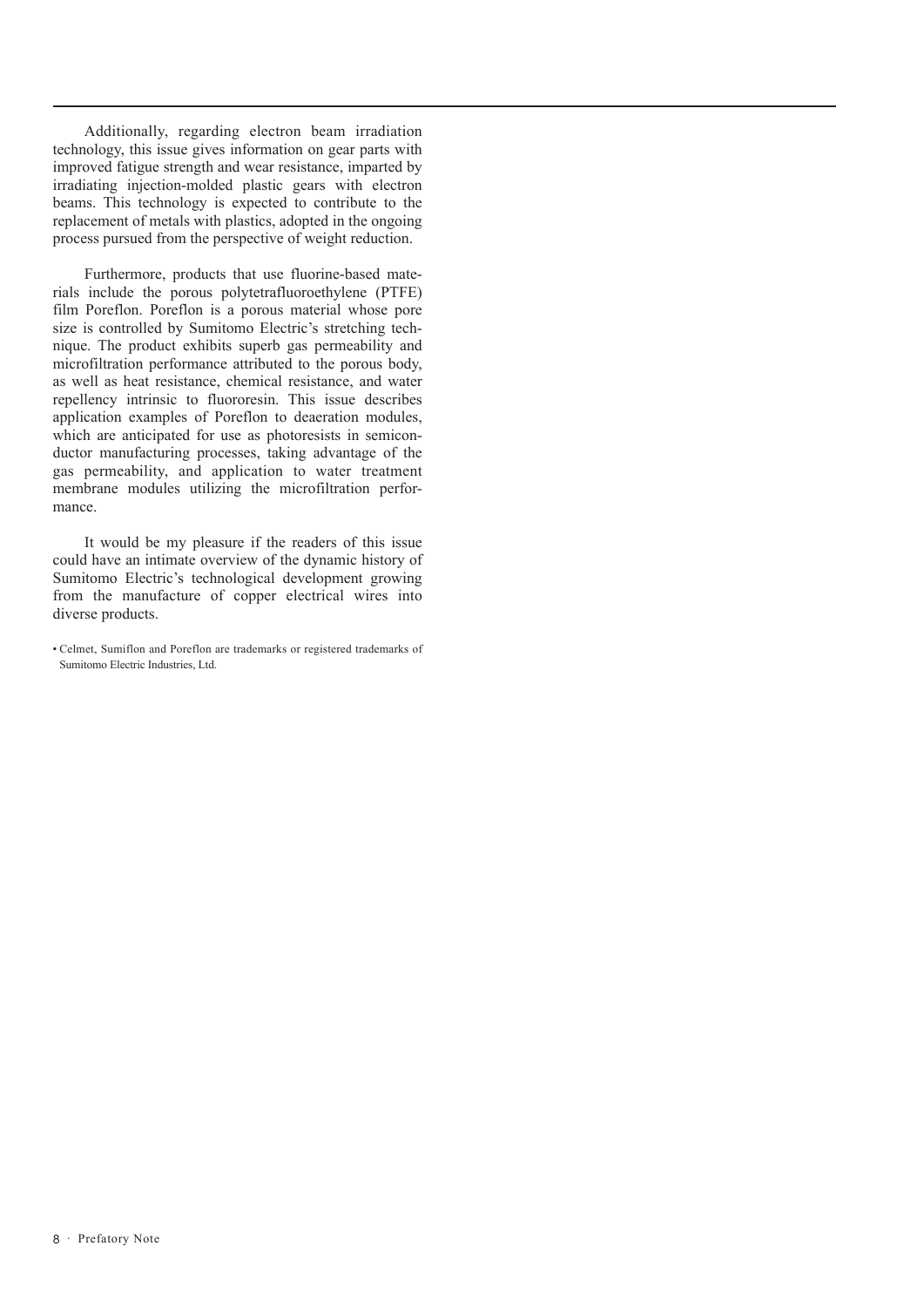Additionally, regarding electron beam irradiation technology, this issue gives information on gear parts with improved fatigue strength and wear resistance, imparted by irradiating injection-molded plastic gears with electron beams. This technology is expected to contribute to the replacement of metals with plastics, adopted in the ongoing process pursued from the perspective of weight reduction.

Furthermore, products that use fluorine-based materials include the porous polytetrafluoroethylene (PTFE) film Poreflon. Poreflon is a porous material whose pore size is controlled by Sumitomo Electric's stretching technique. The product exhibits superb gas permeability and microfiltration performance attributed to the porous body, as well as heat resistance, chemical resistance, and water repellency intrinsic to fluororesin. This issue describes application examples of Poreflon to deaeration modules, which are anticipated for use as photoresists in semiconductor manufacturing processes, taking advantage of the gas permeability, and application to water treatment membrane modules utilizing the microfiltration performance.

It would be my pleasure if the readers of this issue could have an intimate overview of the dynamic history of Sumitomo Electric's technological development growing from the manufacture of copper electrical wires into diverse products.

• Celmet, Sumiflon and Poreflon are trademarks or registered trademarks of Sumitomo Electric Industries, Ltd.